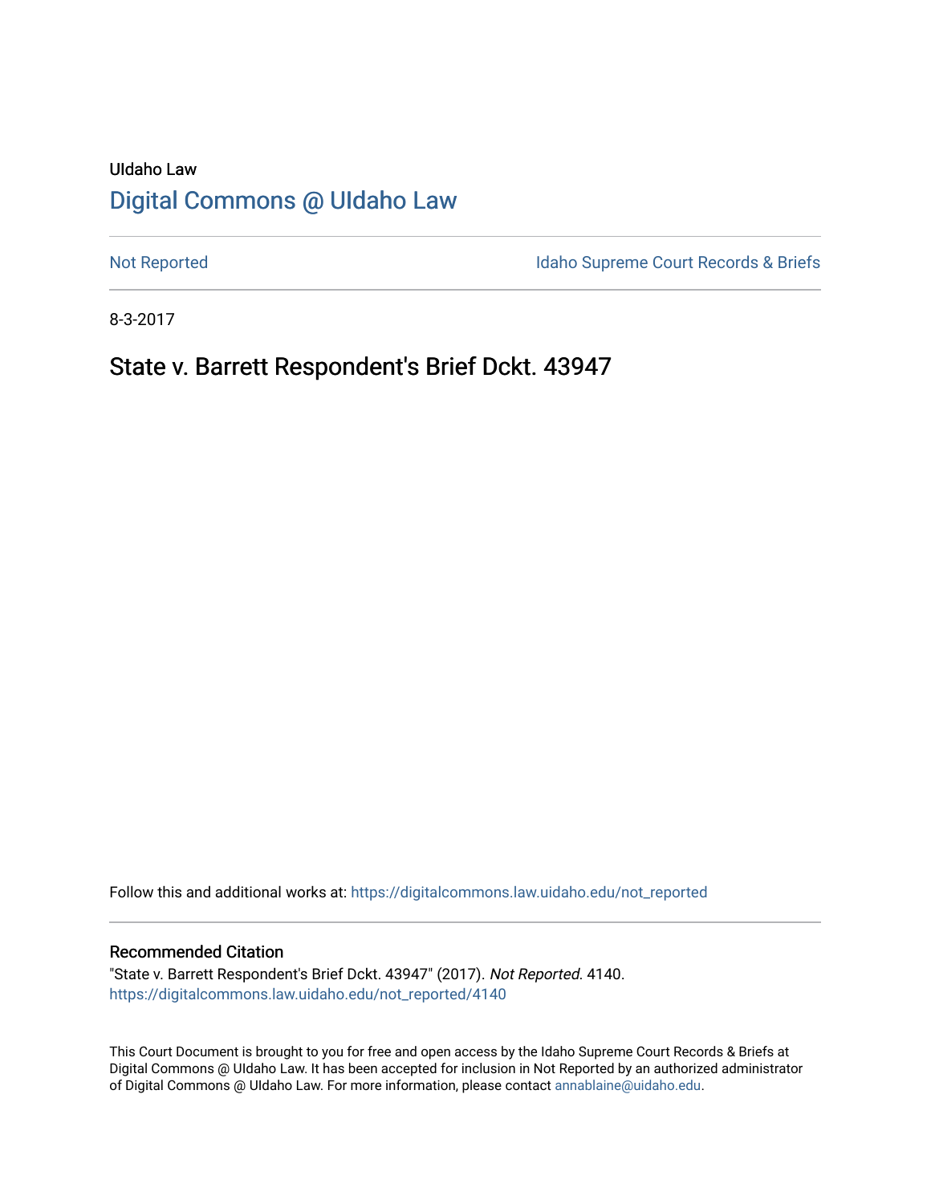UIdaho Law

# Digital Commons @ UIdaho Law

Not Reported

Idaho Supreme Court Records & Briefs

8-3-2017

## State v. Barrett Respondent's Brief Dckt. 43947

Follow this and additional works at: https://digitalcommons.law.uidaho.edu/not_reported

### Recommended Citation

"State v. Barrett Respondent's Brief Dckt. 43947" (2017). *Not Reported*. 4140.
https://digitalcommons.law.uidaho.edu/not_reported/4140

This Court Document is brought to you for free and open access by the Idaho Supreme Court Records & Briefs at Digital Commons @ UIdaho Law. It has been accepted for inclusion in Not Reported by an authorized administrator of Digital Commons @ UIdaho Law. For more information, please contact annablaine@uidaho.edu.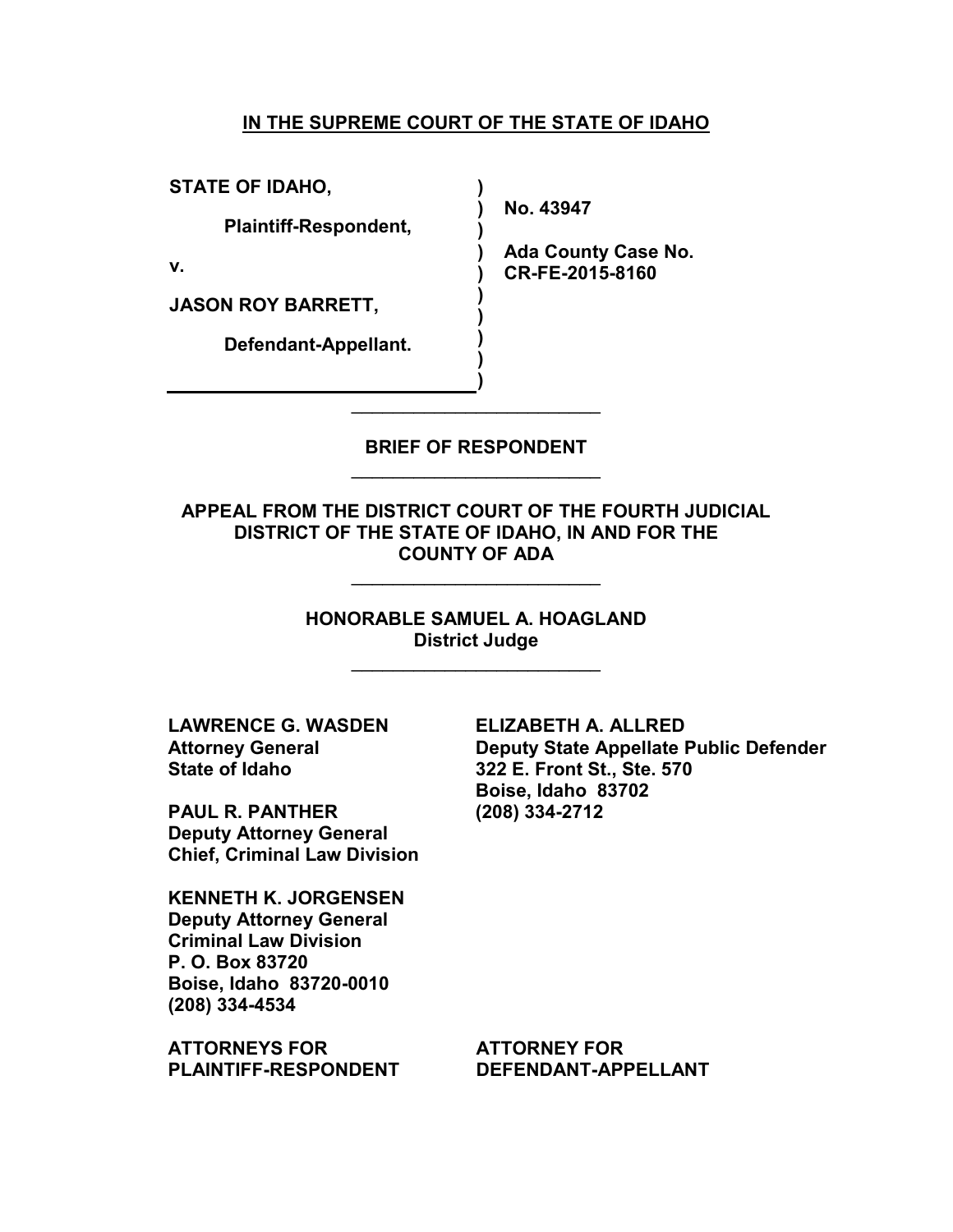**IN THE SUPREME COURT OF THE STATE OF IDAHO**

| | |
|---|---|
| **STATE OF IDAHO,** | |
| **Plaintiff-Respondent,** | **No. 43947** |
| **v.** | **Ada County Case No. CR-FE-2015-8160** |
| **JASON ROY BARRETT,** | |
| **Defendant-Appellant.** | |

---

**BRIEF OF RESPONDENT**

---

**APPEAL FROM THE DISTRICT COURT OF THE FOURTH JUDICIAL DISTRICT OF THE STATE OF IDAHO, IN AND FOR THE COUNTY OF ADA**

---

**HONORABLE SAMUEL A. HOAGLAND**
**District Judge**

---

**LAWRENCE G. WASDEN**
**Attorney General**
**State of Idaho**

**PAUL R. PANTHER**
**Deputy Attorney General**
**Chief, Criminal Law Division**

**KENNETH K. JORGENSEN**
**Deputy Attorney General**
**Criminal Law Division**
**P. O. Box 83720**
**Boise, Idaho 83720-0010**
**(208) 334-4534**

**ATTORNEYS FOR PLAINTIFF-RESPONDENT**

**ELIZABETH A. ALLRED**
**Deputy State Appellate Public Defender**
**322 E. Front St., Ste. 570**
**Boise, Idaho 83702**
**(208) 334-2712**

**ATTORNEY FOR DEFENDANT-APPELLANT**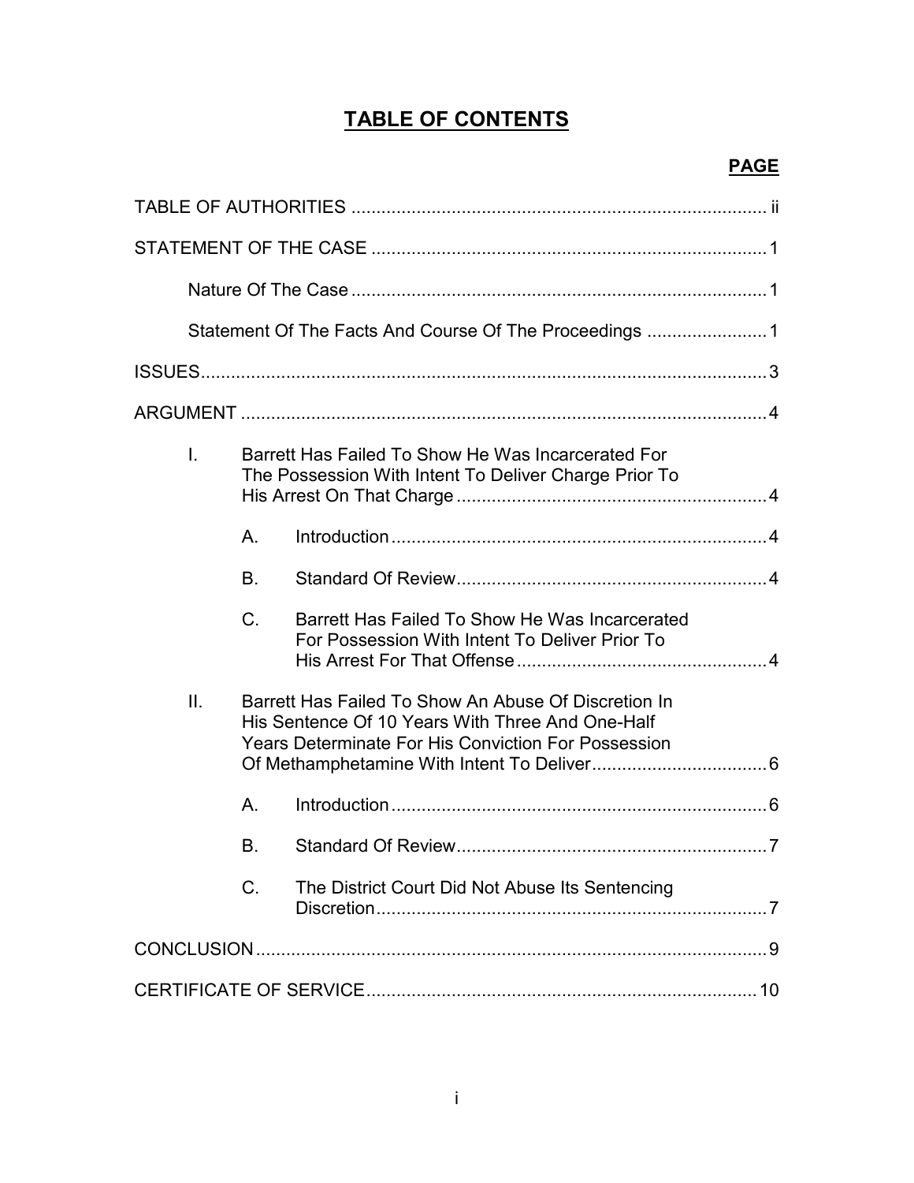# TABLE OF CONTENTS

| | PAGE |
|---|---|
| TABLE OF AUTHORITIES | ii |
| STATEMENT OF THE CASE | 1 |
| Nature Of The Case | 1 |
| Statement Of The Facts And Course Of The Proceedings | 1 |
| ISSUES | 3 |
| ARGUMENT | 4 |
| I. Barrett Has Failed To Show He Was Incarcerated For The Possession With Intent To Deliver Charge Prior To His Arrest On That Charge | 4 |
| A. Introduction | 4 |
| B. Standard Of Review | 4 |
| C. Barrett Has Failed To Show He Was Incarcerated For Possession With Intent To Deliver Prior To His Arrest For That Offense | 4 |
| II. Barrett Has Failed To Show An Abuse Of Discretion In His Sentence Of 10 Years With Three And One-Half Years Determinate For His Conviction For Possession Of Methamphetamine With Intent To Deliver | 6 |
| A. Introduction | 6 |
| B. Standard Of Review | 7 |
| C. The District Court Did Not Abuse Its Sentencing Discretion | 7 |
| CONCLUSION | 9 |
| CERTIFICATE OF SERVICE | 10 |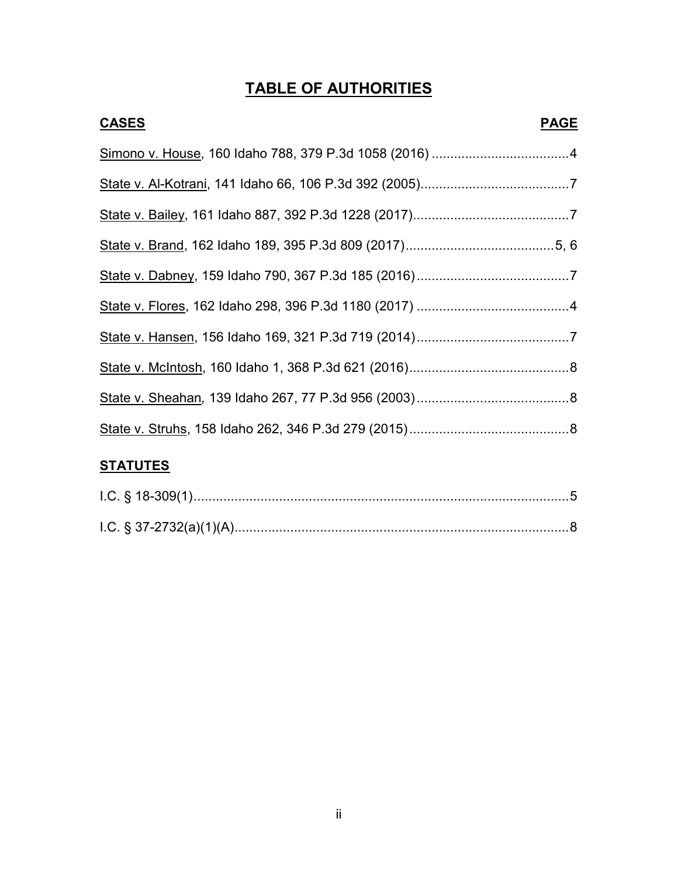# TABLE OF AUTHORITIES

| CASES | PAGE |
| --- | --- |
| Simono v. House, 160 Idaho 788, 379 P.3d 1058 (2016) | 4 |
| State v. Al-Kotrani, 141 Idaho 66, 106 P.3d 392 (2005) | 7 |
| State v. Bailey, 161 Idaho 887, 392 P.3d 1228 (2017) | 7 |
| State v. Brand, 162 Idaho 189, 395 P.3d 809 (2017) | 5, 6 |
| State v. Dabney, 159 Idaho 790, 367 P.3d 185 (2016) | 7 |
| State v. Flores, 162 Idaho 298, 396 P.3d 1180 (2017) | 4 |
| State v. Hansen, 156 Idaho 169, 321 P.3d 719 (2014) | 7 |
| State v. McIntosh, 160 Idaho 1, 368 P.3d 621 (2016) | 8 |
| State v. Sheahan, 139 Idaho 267, 77 P.3d 956 (2003) | 8 |
| State v. Struhs, 158 Idaho 262, 346 P.3d 279 (2015) | 8 |

| STATUTES | |
| --- | --- |
| I.C. § 18-309(1) | 5 |
| I.C. § 37-2732(a)(1)(A) | 8 |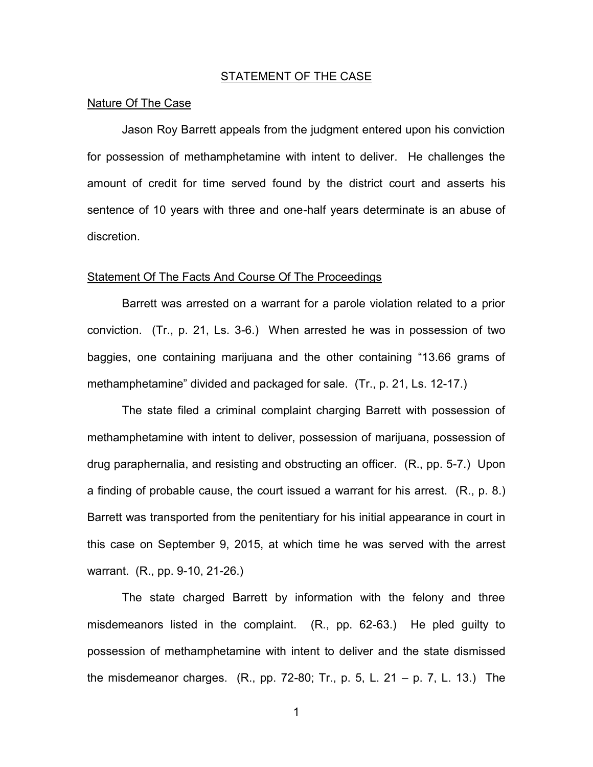## STATEMENT OF THE CASE

### Nature Of The Case

Jason Roy Barrett appeals from the judgment entered upon his conviction for possession of methamphetamine with intent to deliver. He challenges the amount of credit for time served found by the district court and asserts his sentence of 10 years with three and one-half years determinate is an abuse of discretion.

### Statement Of The Facts And Course Of The Proceedings

Barrett was arrested on a warrant for a parole violation related to a prior conviction. (Tr., p. 21, Ls. 3-6.) When arrested he was in possession of two baggies, one containing marijuana and the other containing "13.66 grams of methamphetamine" divided and packaged for sale. (Tr., p. 21, Ls. 12-17.)

The state filed a criminal complaint charging Barrett with possession of methamphetamine with intent to deliver, possession of marijuana, possession of drug paraphernalia, and resisting and obstructing an officer. (R., pp. 5-7.) Upon a finding of probable cause, the court issued a warrant for his arrest. (R., p. 8.) Barrett was transported from the penitentiary for his initial appearance in court in this case on September 9, 2015, at which time he was served with the arrest warrant. (R., pp. 9-10, 21-26.)

The state charged Barrett by information with the felony and three misdemeanors listed in the complaint. (R., pp. 62-63.) He pled guilty to possession of methamphetamine with intent to deliver and the state dismissed the misdemeanor charges. (R., pp. 72-80; Tr., p. 5, L. 21 – p. 7, L. 13.) The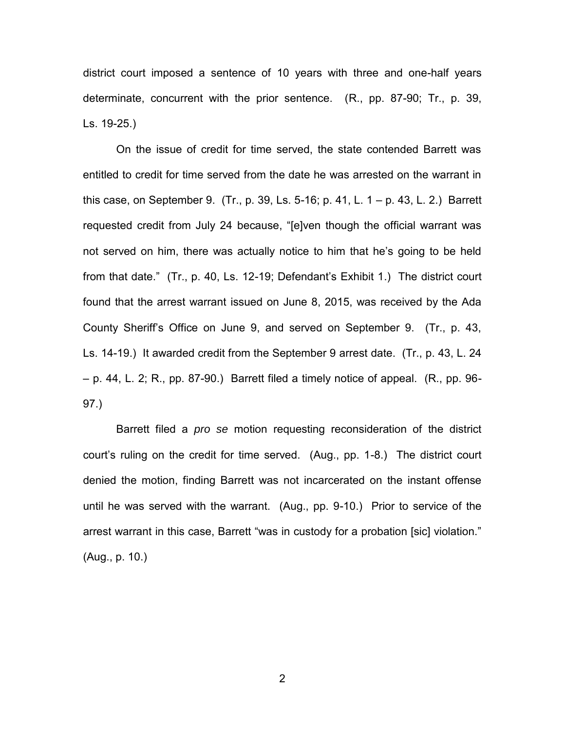district court imposed a sentence of 10 years with three and one-half years determinate, concurrent with the prior sentence. (R., pp. 87-90; Tr., p. 39, Ls. 19-25.)

On the issue of credit for time served, the state contended Barrett was entitled to credit for time served from the date he was arrested on the warrant in this case, on September 9. (Tr., p. 39, Ls. 5-16; p. 41, L. 1 – p. 43, L. 2.) Barrett requested credit from July 24 because, "[e]ven though the official warrant was not served on him, there was actually notice to him that he's going to be held from that date." (Tr., p. 40, Ls. 12-19; Defendant's Exhibit 1.) The district court found that the arrest warrant issued on June 8, 2015, was received by the Ada County Sheriff's Office on June 9, and served on September 9. (Tr., p. 43, Ls. 14-19.) It awarded credit from the September 9 arrest date. (Tr., p. 43, L. 24 – p. 44, L. 2; R., pp. 87-90.) Barrett filed a timely notice of appeal. (R., pp. 96-97.)

Barrett filed a *pro se* motion requesting reconsideration of the district court's ruling on the credit for time served. (Aug., pp. 1-8.) The district court denied the motion, finding Barrett was not incarcerated on the instant offense until he was served with the warrant. (Aug., pp. 9-10.) Prior to service of the arrest warrant in this case, Barrett "was in custody for a probation [sic] violation." (Aug., p. 10.)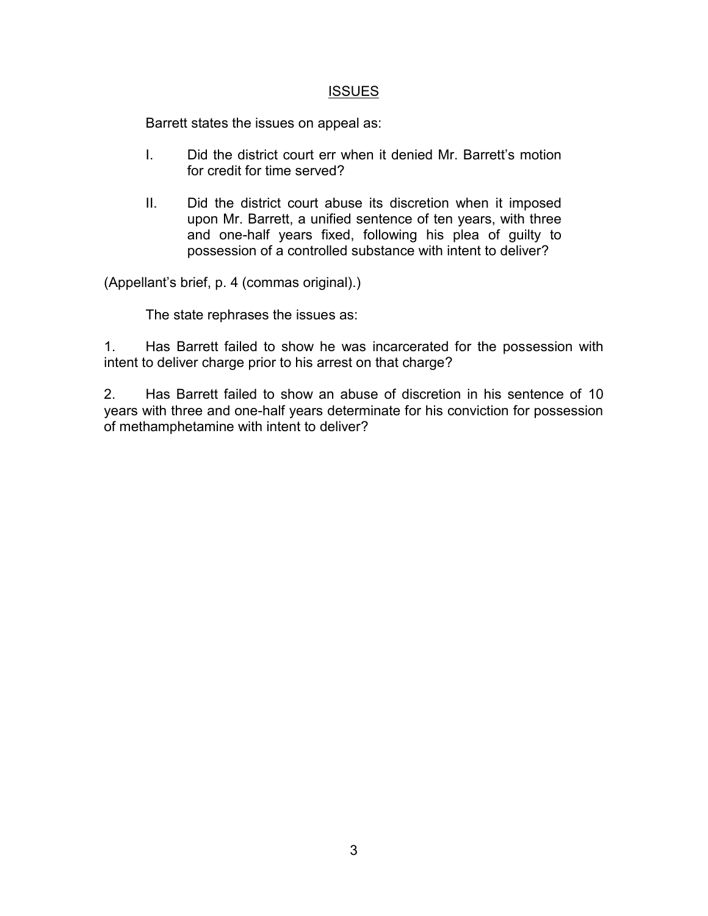## ISSUES

Barrett states the issues on appeal as:

I. Did the district court err when it denied Mr. Barrett's motion for credit for time served?

II. Did the district court abuse its discretion when it imposed upon Mr. Barrett, a unified sentence of ten years, with three and one-half years fixed, following his plea of guilty to possession of a controlled substance with intent to deliver?

(Appellant's brief, p. 4 (commas original).)

The state rephrases the issues as:

1. Has Barrett failed to show he was incarcerated for the possession with intent to deliver charge prior to his arrest on that charge?

2. Has Barrett failed to show an abuse of discretion in his sentence of 10 years with three and one-half years determinate for his conviction for possession of methamphetamine with intent to deliver?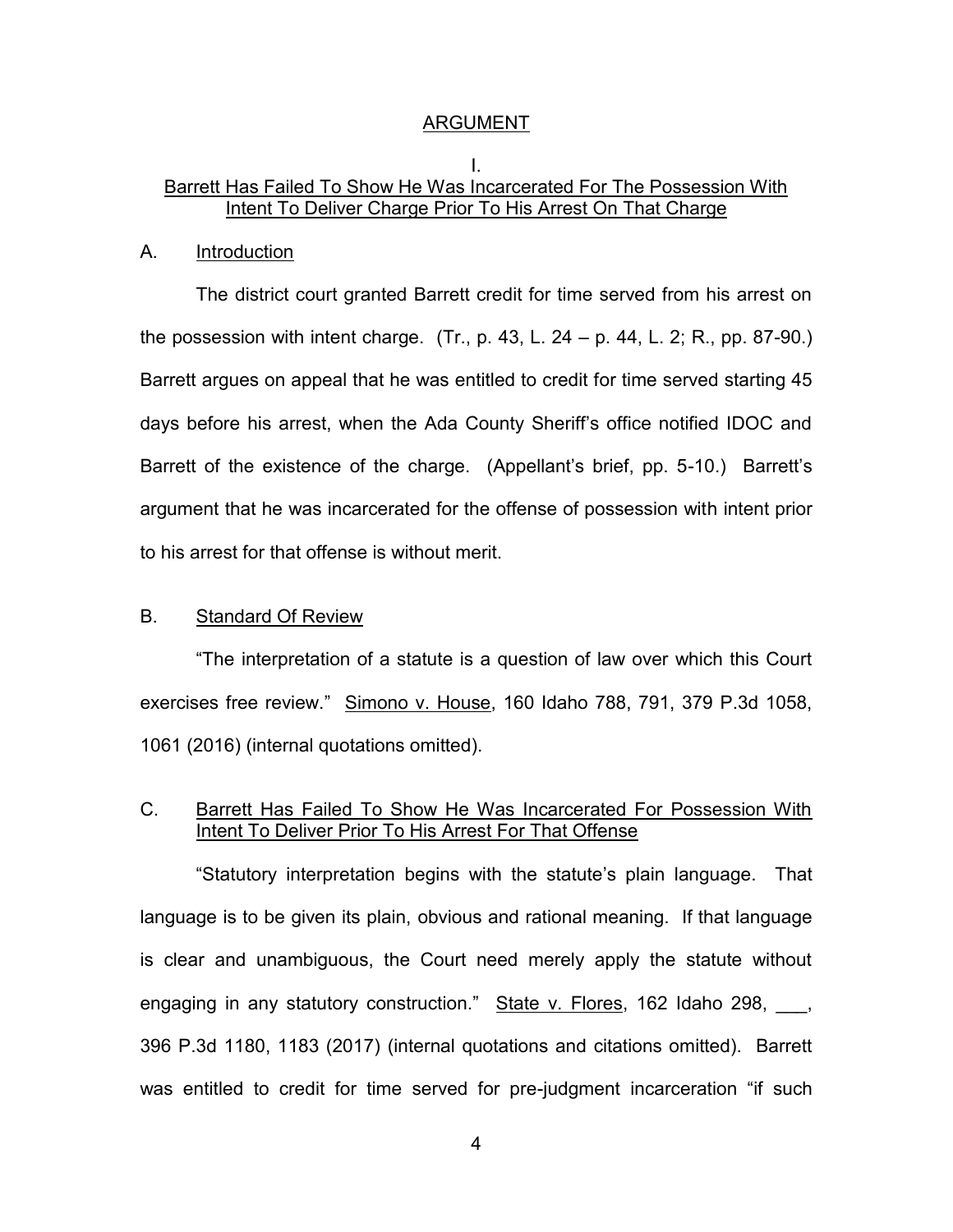## ARGUMENT

### I.
### Barrett Has Failed To Show He Was Incarcerated For The Possession With Intent To Deliver Charge Prior To His Arrest On That Charge

A. Introduction

The district court granted Barrett credit for time served from his arrest on the possession with intent charge. (Tr., p. 43, L. 24 – p. 44, L. 2; R., pp. 87-90.) Barrett argues on appeal that he was entitled to credit for time served starting 45 days before his arrest, when the Ada County Sheriff's office notified IDOC and Barrett of the existence of the charge. (Appellant's brief, pp. 5-10.) Barrett's argument that he was incarcerated for the offense of possession with intent prior to his arrest for that offense is without merit.

B. Standard Of Review

"The interpretation of a statute is a question of law over which this Court exercises free review." Simono v. House, 160 Idaho 788, 791, 379 P.3d 1058, 1061 (2016) (internal quotations omitted).

C. Barrett Has Failed To Show He Was Incarcerated For Possession With Intent To Deliver Prior To His Arrest For That Offense

"Statutory interpretation begins with the statute's plain language. That language is to be given its plain, obvious and rational meaning. If that language is clear and unambiguous, the Court need merely apply the statute without engaging in any statutory construction." State v. Flores, 162 Idaho 298, ___, 396 P.3d 1180, 1183 (2017) (internal quotations and citations omitted). Barrett was entitled to credit for time served for pre-judgment incarceration "if such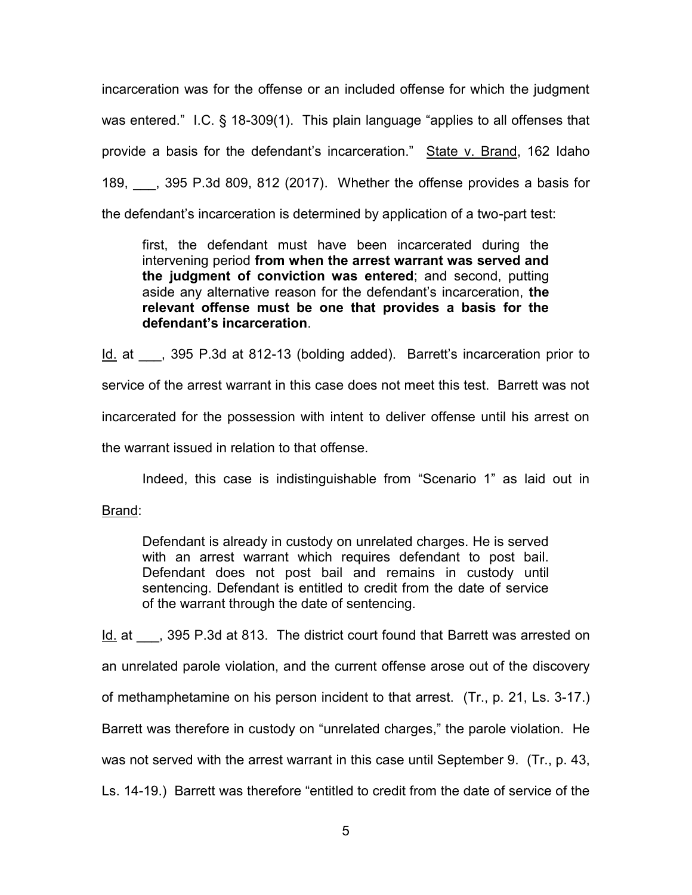incarceration was for the offense or an included offense for which the judgment was entered." I.C. § 18-309(1). This plain language "applies to all offenses that provide a basis for the defendant's incarceration." State v. Brand, 162 Idaho 189, ___, 395 P.3d 809, 812 (2017). Whether the offense provides a basis for the defendant's incarceration is determined by application of a two-part test:

> first, the defendant must have been incarcerated during the intervening period **from when the arrest warrant was served and the judgment of conviction was entered**; and second, putting aside any alternative reason for the defendant's incarceration, **the relevant offense must be one that provides a basis for the defendant's incarceration**.

Id. at ___, 395 P.3d at 812-13 (bolding added). Barrett's incarceration prior to service of the arrest warrant in this case does not meet this test. Barrett was not incarcerated for the possession with intent to deliver offense until his arrest on the warrant issued in relation to that offense.

Indeed, this case is indistinguishable from "Scenario 1" as laid out in Brand:

> Defendant is already in custody on unrelated charges. He is served with an arrest warrant which requires defendant to post bail. Defendant does not post bail and remains in custody until sentencing. Defendant is entitled to credit from the date of service of the warrant through the date of sentencing.

Id. at ___, 395 P.3d at 813. The district court found that Barrett was arrested on an unrelated parole violation, and the current offense arose out of the discovery of methamphetamine on his person incident to that arrest. (Tr., p. 21, Ls. 3-17.) Barrett was therefore in custody on "unrelated charges," the parole violation. He was not served with the arrest warrant in this case until September 9. (Tr., p. 43, Ls. 14-19.) Barrett was therefore "entitled to credit from the date of service of the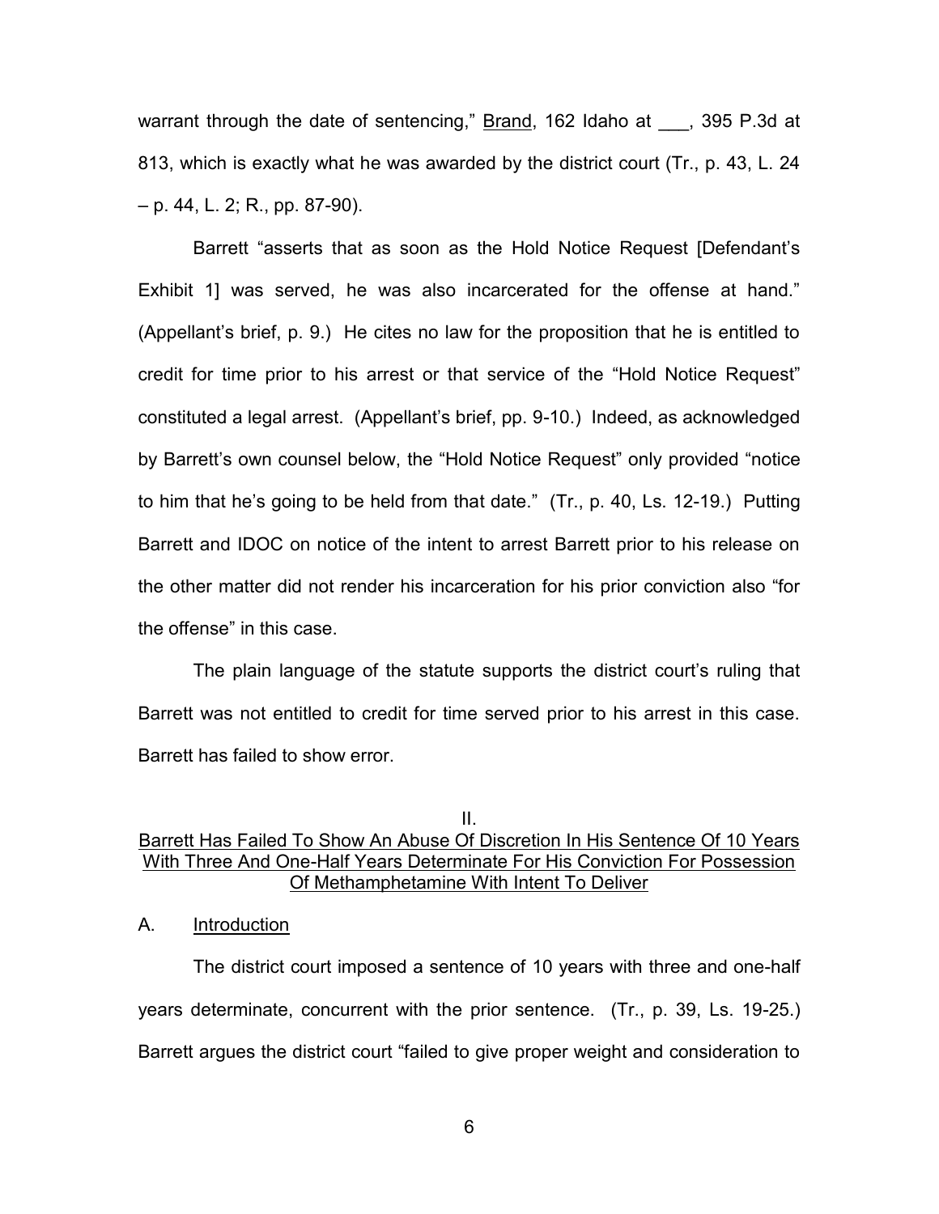warrant through the date of sentencing," Brand, 162 Idaho at ___, 395 P.3d at 813, which is exactly what he was awarded by the district court (Tr., p. 43, L. 24 – p. 44, L. 2; R., pp. 87-90).

Barrett "asserts that as soon as the Hold Notice Request [Defendant's Exhibit 1] was served, he was also incarcerated for the offense at hand." (Appellant's brief, p. 9.) He cites no law for the proposition that he is entitled to credit for time prior to his arrest or that service of the "Hold Notice Request" constituted a legal arrest. (Appellant's brief, pp. 9-10.) Indeed, as acknowledged by Barrett's own counsel below, the "Hold Notice Request" only provided "notice to him that he's going to be held from that date." (Tr., p. 40, Ls. 12-19.) Putting Barrett and IDOC on notice of the intent to arrest Barrett prior to his release on the other matter did not render his incarceration for his prior conviction also "for the offense" in this case.

The plain language of the statute supports the district court's ruling that Barrett was not entitled to credit for time served prior to his arrest in this case. Barrett has failed to show error.

## II.
## Barrett Has Failed To Show An Abuse Of Discretion In His Sentence Of 10 Years With Three And One-Half Years Determinate For His Conviction For Possession Of Methamphetamine With Intent To Deliver

### A. Introduction

The district court imposed a sentence of 10 years with three and one-half years determinate, concurrent with the prior sentence. (Tr., p. 39, Ls. 19-25.) Barrett argues the district court "failed to give proper weight and consideration to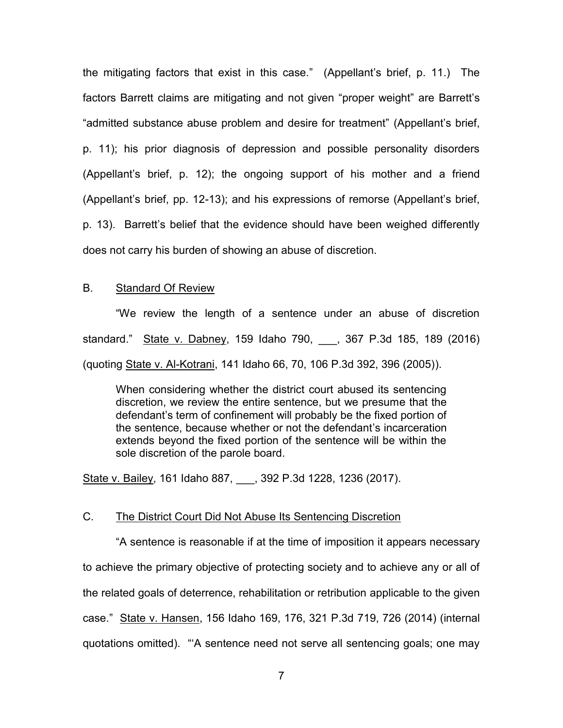the mitigating factors that exist in this case." (Appellant's brief, p. 11.) The factors Barrett claims are mitigating and not given "proper weight" are Barrett's "admitted substance abuse problem and desire for treatment" (Appellant's brief, p. 11); his prior diagnosis of depression and possible personality disorders (Appellant's brief, p. 12); the ongoing support of his mother and a friend (Appellant's brief, pp. 12-13); and his expressions of remorse (Appellant's brief, p. 13). Barrett's belief that the evidence should have been weighed differently does not carry his burden of showing an abuse of discretion.

## B. Standard Of Review

"We review the length of a sentence under an abuse of discretion standard." State v. Dabney, 159 Idaho 790, ___, 367 P.3d 185, 189 (2016) (quoting State v. Al-Kotrani, 141 Idaho 66, 70, 106 P.3d 392, 396 (2005)).

> When considering whether the district court abused its sentencing discretion, we review the entire sentence, but we presume that the defendant's term of confinement will probably be the fixed portion of the sentence, because whether or not the defendant's incarceration extends beyond the fixed portion of the sentence will be within the sole discretion of the parole board.

State v. Bailey, 161 Idaho 887, ___, 392 P.3d 1228, 1236 (2017).

## C. The District Court Did Not Abuse Its Sentencing Discretion

"A sentence is reasonable if at the time of imposition it appears necessary to achieve the primary objective of protecting society and to achieve any or all of the related goals of deterrence, rehabilitation or retribution applicable to the given case." State v. Hansen, 156 Idaho 169, 176, 321 P.3d 719, 726 (2014) (internal quotations omitted). "'A sentence need not serve all sentencing goals; one may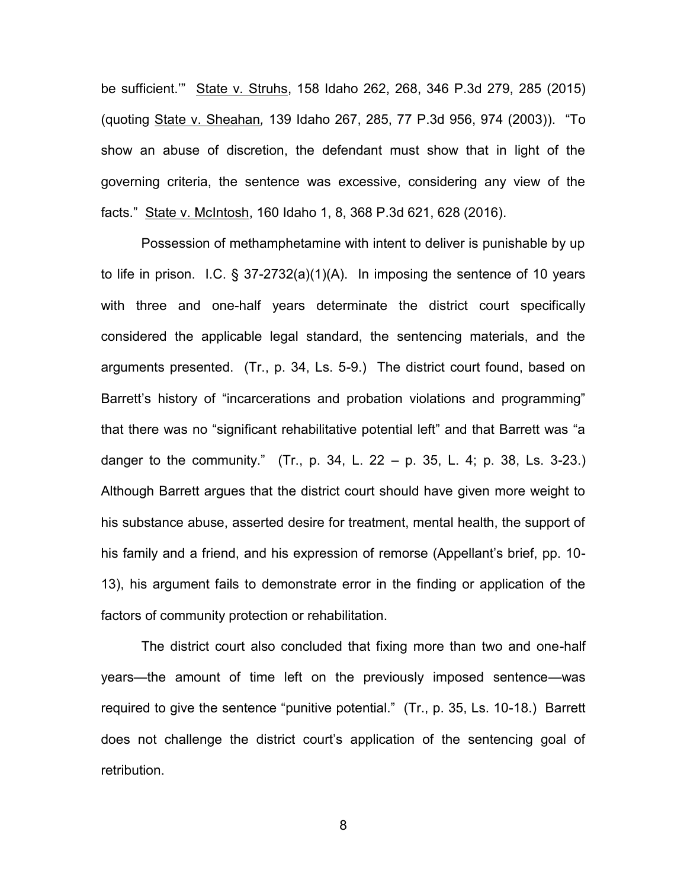be sufficient.'" State v. Struhs, 158 Idaho 262, 268, 346 P.3d 279, 285 (2015) (quoting State v. Sheahan, 139 Idaho 267, 285, 77 P.3d 956, 974 (2003)). "To show an abuse of discretion, the defendant must show that in light of the governing criteria, the sentence was excessive, considering any view of the facts." State v. McIntosh, 160 Idaho 1, 8, 368 P.3d 621, 628 (2016).

Possession of methamphetamine with intent to deliver is punishable by up to life in prison. I.C. § 37-2732(a)(1)(A). In imposing the sentence of 10 years with three and one-half years determinate the district court specifically considered the applicable legal standard, the sentencing materials, and the arguments presented. (Tr., p. 34, Ls. 5-9.) The district court found, based on Barrett's history of "incarcerations and probation violations and programming" that there was no "significant rehabilitative potential left" and that Barrett was "a danger to the community." (Tr., p. 34, L. 22 – p. 35, L. 4; p. 38, Ls. 3-23.) Although Barrett argues that the district court should have given more weight to his substance abuse, asserted desire for treatment, mental health, the support of his family and a friend, and his expression of remorse (Appellant's brief, pp. 10-13), his argument fails to demonstrate error in the finding or application of the factors of community protection or rehabilitation.

The district court also concluded that fixing more than two and one-half years—the amount of time left on the previously imposed sentence—was required to give the sentence "punitive potential." (Tr., p. 35, Ls. 10-18.) Barrett does not challenge the district court's application of the sentencing goal of retribution.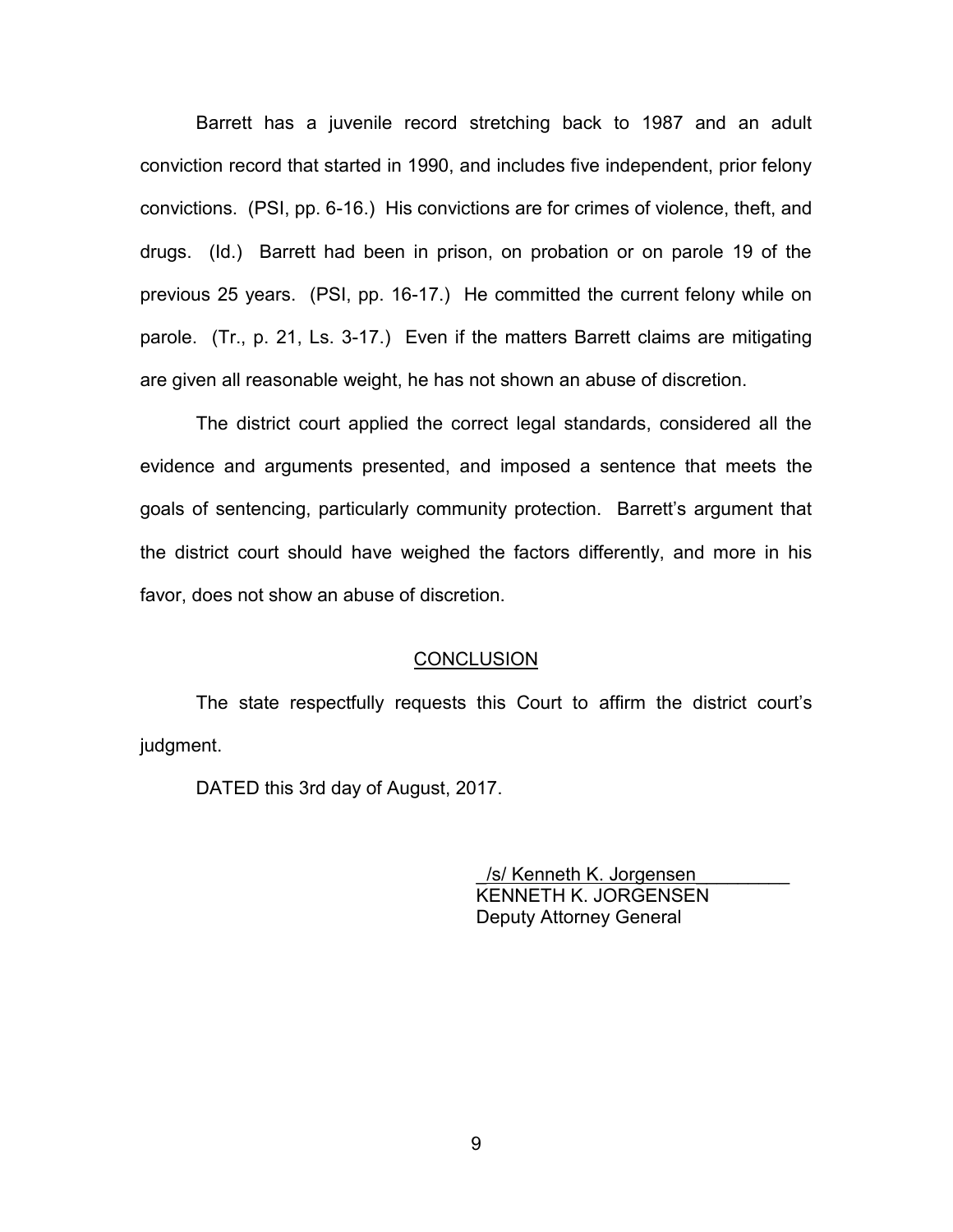Barrett has a juvenile record stretching back to 1987 and an adult conviction record that started in 1990, and includes five independent, prior felony convictions. (PSI, pp. 6-16.) His convictions are for crimes of violence, theft, and drugs. (Id.) Barrett had been in prison, on probation or on parole 19 of the previous 25 years. (PSI, pp. 16-17.) He committed the current felony while on parole. (Tr., p. 21, Ls. 3-17.) Even if the matters Barrett claims are mitigating are given all reasonable weight, he has not shown an abuse of discretion.

The district court applied the correct legal standards, considered all the evidence and arguments presented, and imposed a sentence that meets the goals of sentencing, particularly community protection. Barrett's argument that the district court should have weighed the factors differently, and more in his favor, does not show an abuse of discretion.

## CONCLUSION

The state respectfully requests this Court to affirm the district court's judgment.

DATED this 3rd day of August, 2017.

/s/ Kenneth K. Jorgensen
KENNETH K. JORGENSEN
Deputy Attorney General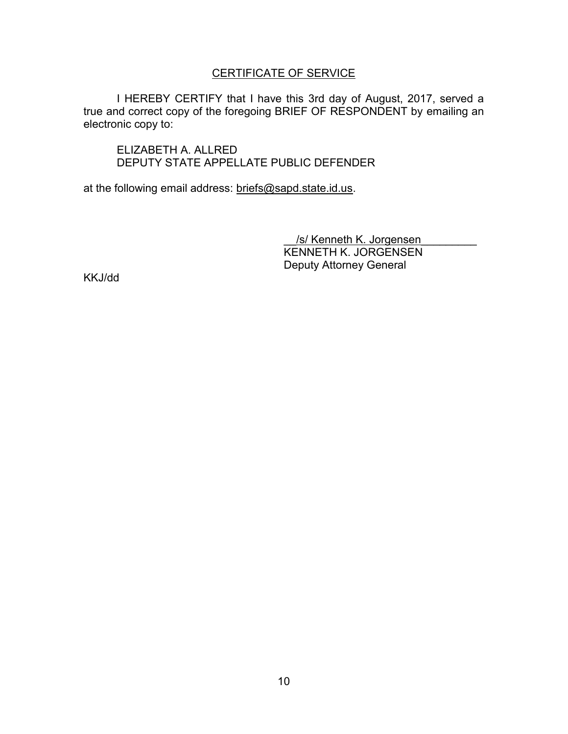## CERTIFICATE OF SERVICE

I HEREBY CERTIFY that I have this 3rd day of August, 2017, served a true and correct copy of the foregoing BRIEF OF RESPONDENT by emailing an electronic copy to:

ELIZABETH A. ALLRED
DEPUTY STATE APPELLATE PUBLIC DEFENDER

at the following email address: briefs@sapd.state.id.us.

/s/ Kenneth K. Jorgensen
KENNETH K. JORGENSEN
Deputy Attorney General

KKJ/dd